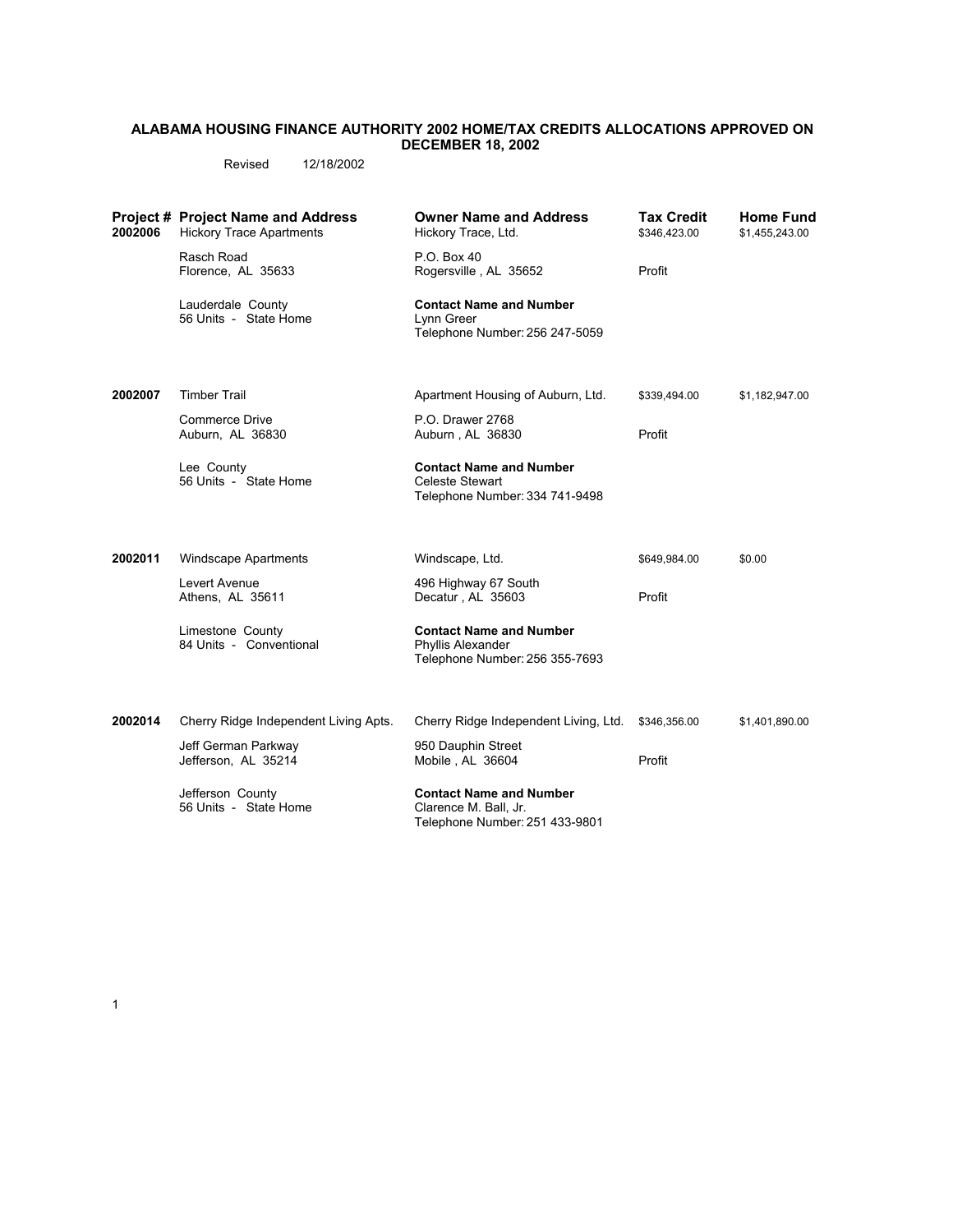**ALABAMA HOUSING FINANCE AUTHORITY 2002 HOME/TAX CREDITS ALLOCATIONS APPROVED ON DECEMBER 18, 2002**

Revised 12/18/2002

| Project # | Project Name and Address | Owner Name and Address | Tax Credit | Home Fund |
|---|---|---|---|---|
| 2002006 | Hickory Trace Apartments<br>Rasch Road<br>Florence, AL 35633<br><br>Lauderdale County<br>56 Units - State Home | Hickory Trace, Ltd.<br>P.O. Box 40<br>Rogersville , AL 35652<br><br>**Contact Name and Number**<br>Lynn Greer<br>Telephone Number: 256 247-5059 | $346,423.00<br><br>Profit | $1,455,243.00 |
| 2002007 | Timber Trail<br>Commerce Drive<br>Auburn, AL 36830<br><br>Lee County<br>56 Units - State Home | Apartment Housing of Auburn, Ltd.<br>P.O. Drawer 2768<br>Auburn , AL 36830<br><br>**Contact Name and Number**<br>Celeste Stewart<br>Telephone Number: 334 741-9498 | $339,494.00<br><br>Profit | $1,182,947.00 |
| 2002011 | Windscape Apartments<br>Levert Avenue<br>Athens, AL 35611<br><br>Limestone County<br>84 Units - Conventional | Windscape, Ltd.<br>496 Highway 67 South<br>Decatur , AL 35603<br><br>**Contact Name and Number**<br>Phyllis Alexander<br>Telephone Number: 256 355-7693 | $649,984.00<br><br>Profit | $0.00 |
| 2002014 | Cherry Ridge Independent Living Apts.<br>Jeff German Parkway<br>Jefferson, AL 35214<br><br>Jefferson County<br>56 Units - State Home | Cherry Ridge Independent Living, Ltd.<br>950 Dauphin Street<br>Mobile , AL 36604<br><br>**Contact Name and Number**<br>Clarence M. Ball, Jr.<br>Telephone Number: 251 433-9801 | $346,356.00<br><br>Profit | $1,401,890.00 |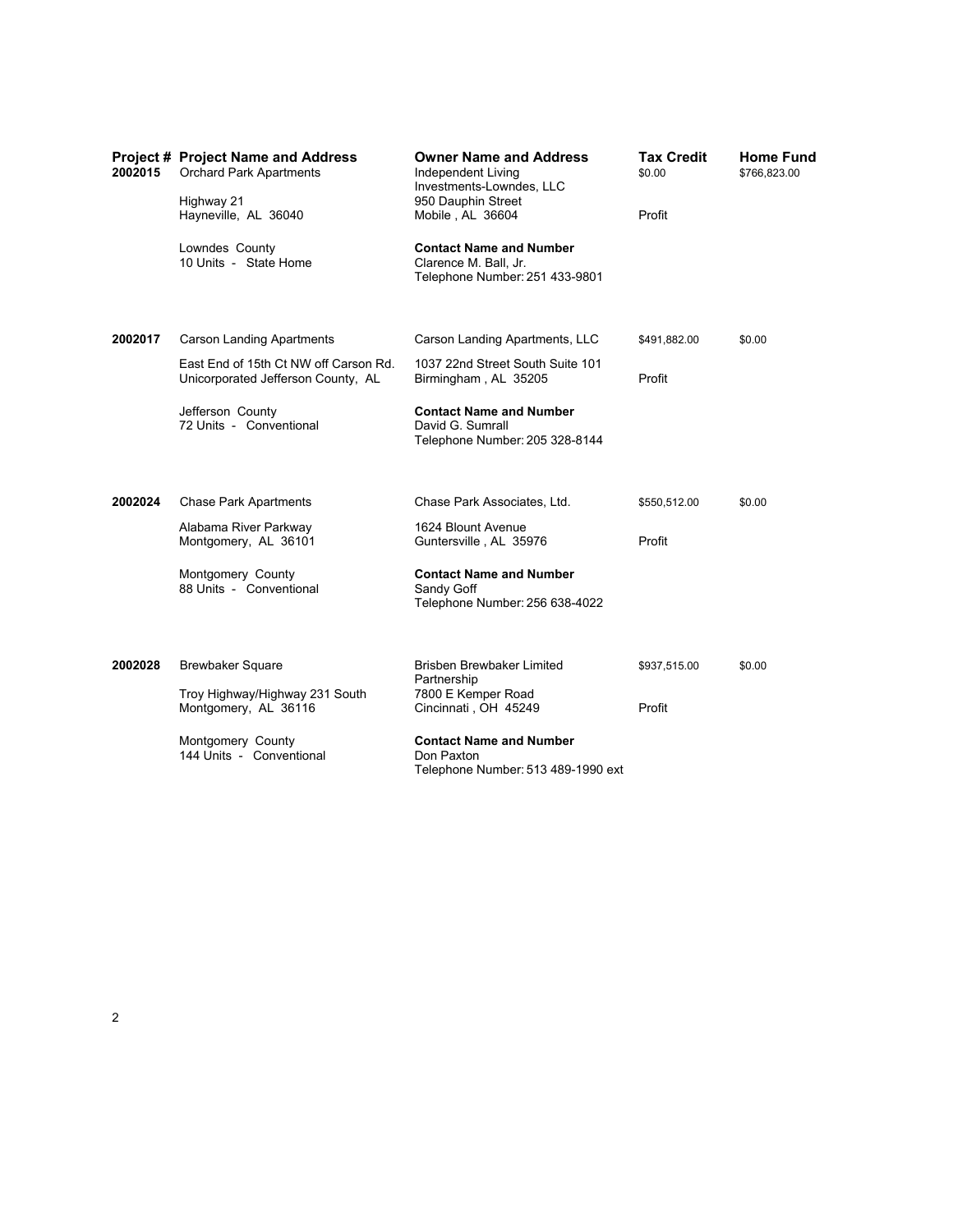| Project # | Project Name and Address | Owner Name and Address | Tax Credit | Home Fund |
|---|---|---|---|---|
| 2002015 | Orchard Park Apartments<br><br>Highway 21<br>Hayneville, AL 36040<br><br>Lowndes County<br>10 Units - State Home | Independent Living Investments-Lowndes, LLC<br>950 Dauphin Street<br>Mobile , AL 36604<br><br>**Contact Name and Number**<br>Clarence M. Ball, Jr.<br>Telephone Number: 251 433-9801 | $0.00<br><br>Profit | $766,823.00 |
| 2002017 | Carson Landing Apartments<br><br>East End of 15th Ct NW off Carson Rd.<br>Unicorporated Jefferson County, AL<br><br>Jefferson County<br>72 Units - Conventional | Carson Landing Apartments, LLC<br><br>1037 22nd Street South Suite 101<br>Birmingham , AL 35205<br><br>**Contact Name and Number**<br>David G. Sumrall<br>Telephone Number: 205 328-8144 | $491,882.00<br><br>Profit | $0.00 |
| 2002024 | Chase Park Apartments<br><br>Alabama River Parkway<br>Montgomery, AL 36101<br><br>Montgomery County<br>88 Units - Conventional | Chase Park Associates, Ltd.<br><br>1624 Blount Avenue<br>Guntersville , AL 35976<br><br>**Contact Name and Number**<br>Sandy Goff<br>Telephone Number: 256 638-4022 | $550,512.00<br><br>Profit | $0.00 |
| 2002028 | Brewbaker Square<br><br>Troy Highway/Highway 231 South<br>Montgomery, AL 36116<br><br>Montgomery County<br>144 Units - Conventional | Brisben Brewbaker Limited Partnership<br>7800 E Kemper Road<br>Cincinnati , OH 45249<br><br>**Contact Name and Number**<br>Don Paxton<br>Telephone Number: 513 489-1990 ext | $937,515.00<br><br>Profit | $0.00 |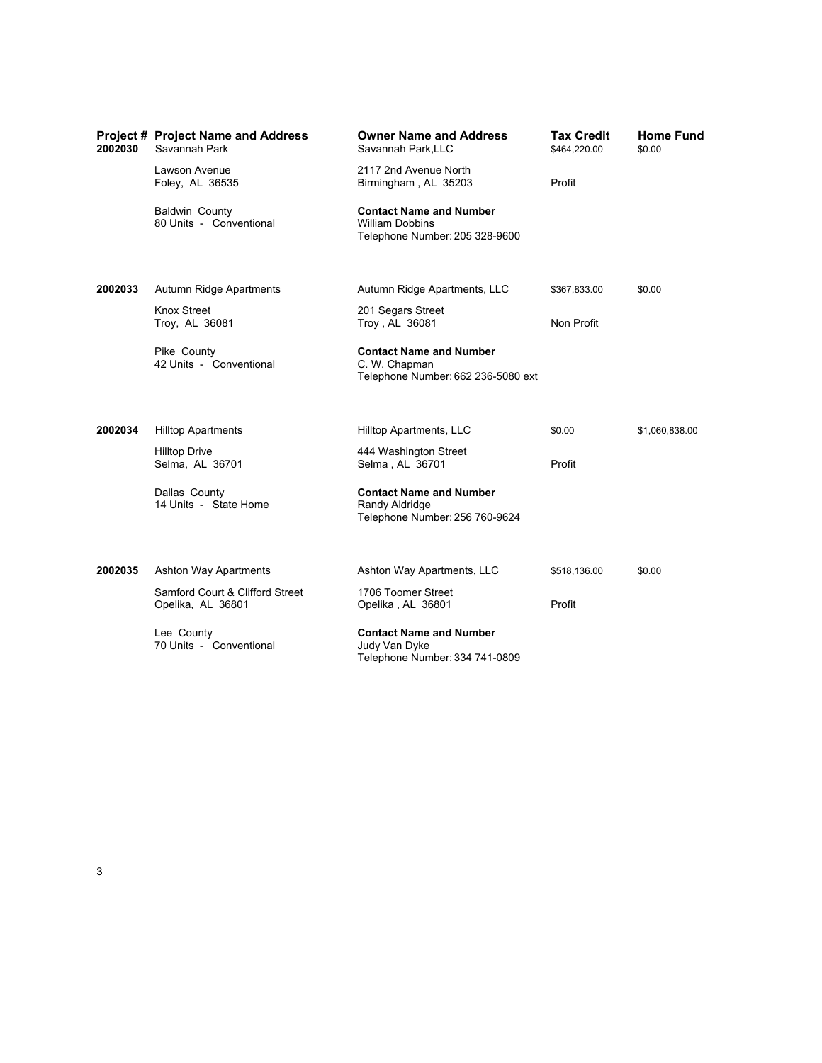| Project # | Project Name and Address | Owner Name and Address | Tax Credit | Home Fund |
|---|---|---|---|---|
| 2002030 | Savannah Park<br>Lawson Avenue<br>Foley, AL 36535<br>Baldwin County<br>80 Units - Conventional | Savannah Park,LLC<br>2117 2nd Avenue North<br>Birmingham , AL 35203<br>**Contact Name and Number**<br>William Dobbins<br>Telephone Number: 205 328-9600 | $464,220.00<br>Profit | $0.00 |
| 2002033 | Autumn Ridge Apartments<br>Knox Street<br>Troy, AL 36081<br>Pike County<br>42 Units - Conventional | Autumn Ridge Apartments, LLC<br>201 Segars Street<br>Troy , AL 36081<br>**Contact Name and Number**<br>C. W. Chapman<br>Telephone Number: 662 236-5080 ext | $367,833.00<br>Non Profit | $0.00 |
| 2002034 | Hilltop Apartments<br>Hilltop Drive<br>Selma, AL 36701<br>Dallas County<br>14 Units - State Home | Hilltop Apartments, LLC<br>444 Washington Street<br>Selma , AL 36701<br>**Contact Name and Number**<br>Randy Aldridge<br>Telephone Number: 256 760-9624 | $0.00<br>Profit | $1,060,838.00 |
| 2002035 | Ashton Way Apartments<br>Samford Court & Clifford Street<br>Opelika, AL 36801<br>Lee County<br>70 Units - Conventional | Ashton Way Apartments, LLC<br>1706 Toomer Street<br>Opelika , AL 36801<br>**Contact Name and Number**<br>Judy Van Dyke<br>Telephone Number: 334 741-0809 | $518,136.00<br>Profit | $0.00 |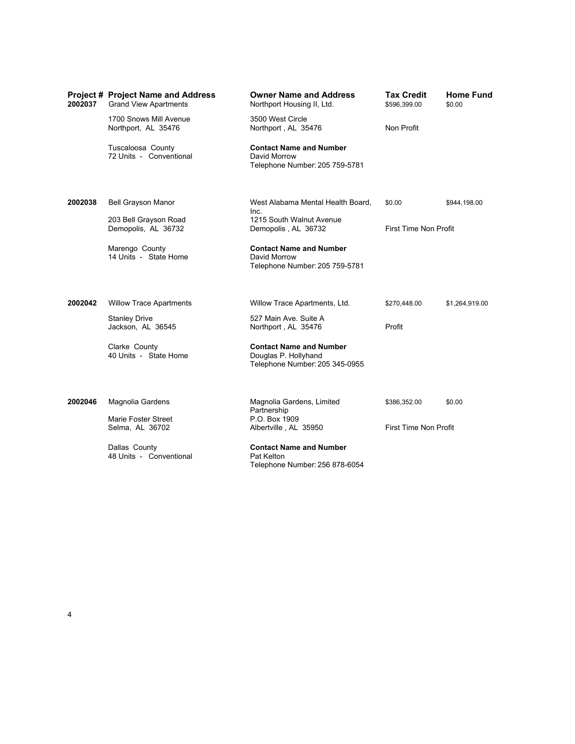| Project # | Project Name and Address | Owner Name and Address | Tax Credit | Home Fund |
|---|---|---|---|---|
| 2002037 | Grand View Apartments<br>1700 Snows Mill Avenue<br>Northport, AL 35476<br>Tuscaloosa County<br>72 Units - Conventional | Northport Housing II, Ltd.<br>3500 West Circle<br>Northport , AL 35476<br>**Contact Name and Number**<br>David Morrow<br>Telephone Number: 205 759-5781 | $596,399.00<br>Non Profit | $0.00 |
| 2002038 | Bell Grayson Manor<br>203 Bell Grayson Road<br>Demopolis, AL 36732<br>Marengo County<br>14 Units - State Home | West Alabama Mental Health Board, Inc.<br>1215 South Walnut Avenue<br>Demopolis , AL 36732<br>**Contact Name and Number**<br>David Morrow<br>Telephone Number: 205 759-5781 | $0.00<br>First Time Non Profit | $944,198.00 |
| 2002042 | Willow Trace Apartments<br>Stanley Drive<br>Jackson, AL 36545<br>Clarke County<br>40 Units - State Home | Willow Trace Apartments, Ltd.<br>527 Main Ave. Suite A<br>Northport , AL 35476<br>**Contact Name and Number**<br>Douglas P. Hollyhand<br>Telephone Number: 205 345-0955 | $270,448.00<br>Profit | $1,264,919.00 |
| 2002046 | Magnolia Gardens<br>Marie Foster Street<br>Selma, AL 36702<br>Dallas County<br>48 Units - Conventional | Magnolia Gardens, Limited Partnership<br>P.O. Box 1909<br>Albertville , AL 35950<br>**Contact Name and Number**<br>Pat Kelton<br>Telephone Number: 256 878-6054 | $386,352.00<br>First Time Non Profit | $0.00 |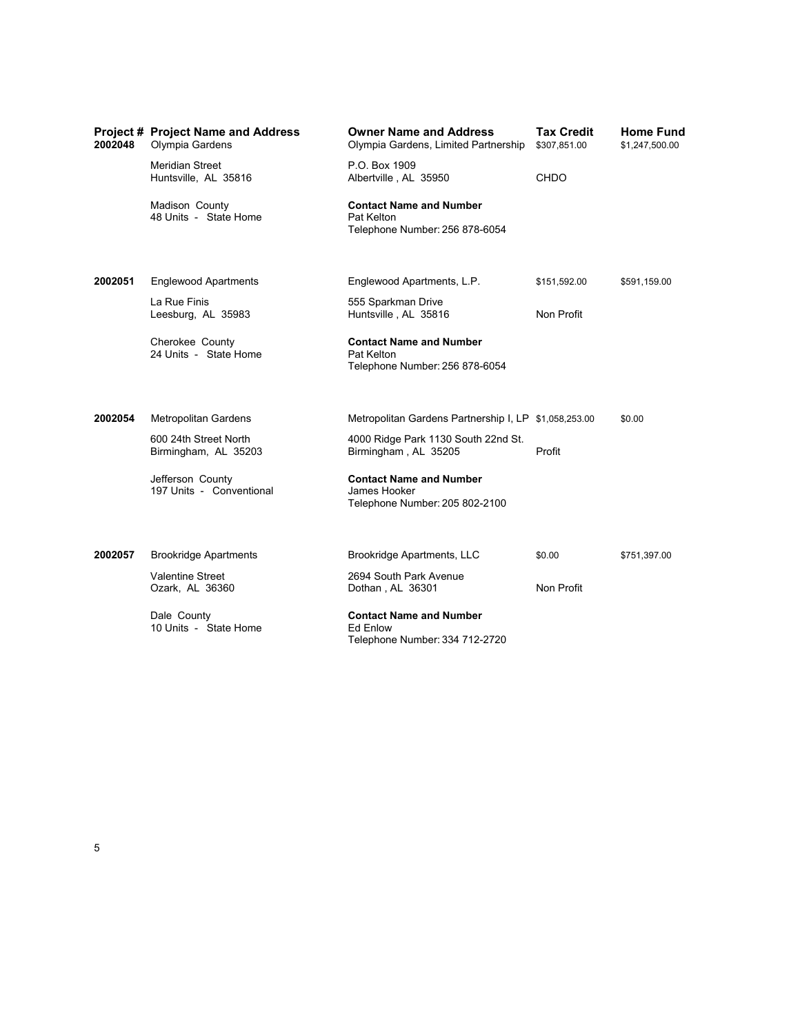| Project # | Project Name and Address | Owner Name and Address | Tax Credit | Home Fund |
|---|---|---|---|---|
| 2002048 | Olympia Gardens<br>Meridian Street<br>Huntsville, AL 35816<br><br>Madison County<br>48 Units - State Home | Olympia Gardens, Limited Partnership<br>P.O. Box 1909<br>Albertville , AL 35950<br><br>**Contact Name and Number**<br>Pat Kelton<br>Telephone Number: 256 878-6054 | $307,851.00<br><br>CHDO | $1,247,500.00 |
| 2002051 | Englewood Apartments<br>La Rue Finis<br>Leesburg, AL 35983<br><br>Cherokee County<br>24 Units - State Home | Englewood Apartments, L.P.<br>555 Sparkman Drive<br>Huntsville , AL 35816<br><br>**Contact Name and Number**<br>Pat Kelton<br>Telephone Number: 256 878-6054 | $151,592.00<br><br>Non Profit | $591,159.00 |
| 2002054 | Metropolitan Gardens<br>600 24th Street North<br>Birmingham, AL 35203<br><br>Jefferson County<br>197 Units - Conventional | Metropolitan Gardens Partnership I, LP<br>4000 Ridge Park 1130 South 22nd St.<br>Birmingham , AL 35205<br><br>**Contact Name and Number**<br>James Hooker<br>Telephone Number: 205 802-2100 | $1,058,253.00<br><br>Profit | $0.00 |
| 2002057 | Brookridge Apartments<br>Valentine Street<br>Ozark, AL 36360<br><br>Dale County<br>10 Units - State Home | Brookridge Apartments, LLC<br>2694 South Park Avenue<br>Dothan , AL 36301<br><br>**Contact Name and Number**<br>Ed Enlow<br>Telephone Number: 334 712-2720 | $0.00<br><br>Non Profit | $751,397.00 |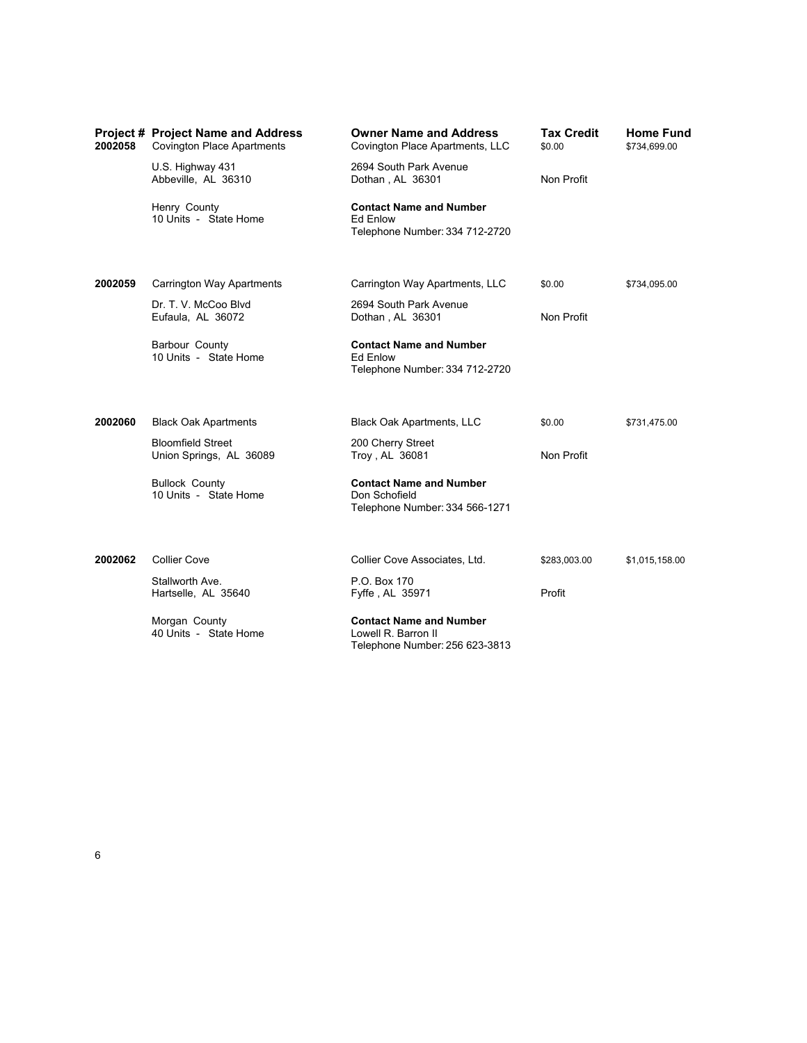| Project # | Project Name and Address | Owner Name and Address | Tax Credit | Home Fund |
|---|---|---|---|---|
| 2002058 | Covington Place Apartments<br>U.S. Highway 431<br>Abbeville, AL 36310<br>Henry County<br>10 Units - State Home | Covington Place Apartments, LLC<br>2694 South Park Avenue<br>Dothan , AL 36301<br>**Contact Name and Number**<br>Ed Enlow<br>Telephone Number: 334 712-2720 | $0.00<br>Non Profit | $734,699.00 |
| 2002059 | Carrington Way Apartments<br>Dr. T. V. McCoo Blvd<br>Eufaula, AL 36072<br>Barbour County<br>10 Units - State Home | Carrington Way Apartments, LLC<br>2694 South Park Avenue<br>Dothan , AL 36301<br>**Contact Name and Number**<br>Ed Enlow<br>Telephone Number: 334 712-2720 | $0.00<br>Non Profit | $734,095.00 |
| 2002060 | Black Oak Apartments<br>Bloomfield Street<br>Union Springs, AL 36089<br>Bullock County<br>10 Units - State Home | Black Oak Apartments, LLC<br>200 Cherry Street<br>Troy , AL 36081<br>**Contact Name and Number**<br>Don Schofield<br>Telephone Number: 334 566-1271 | $0.00<br>Non Profit | $731,475.00 |
| 2002062 | Collier Cove<br>Stallworth Ave.<br>Hartselle, AL 35640<br>Morgan County<br>40 Units - State Home | Collier Cove Associates, Ltd.<br>P.O. Box 170<br>Fyffe , AL 35971<br>**Contact Name and Number**<br>Lowell R. Barron II<br>Telephone Number: 256 623-3813 | $283,003.00<br>Profit | $1,015,158.00 |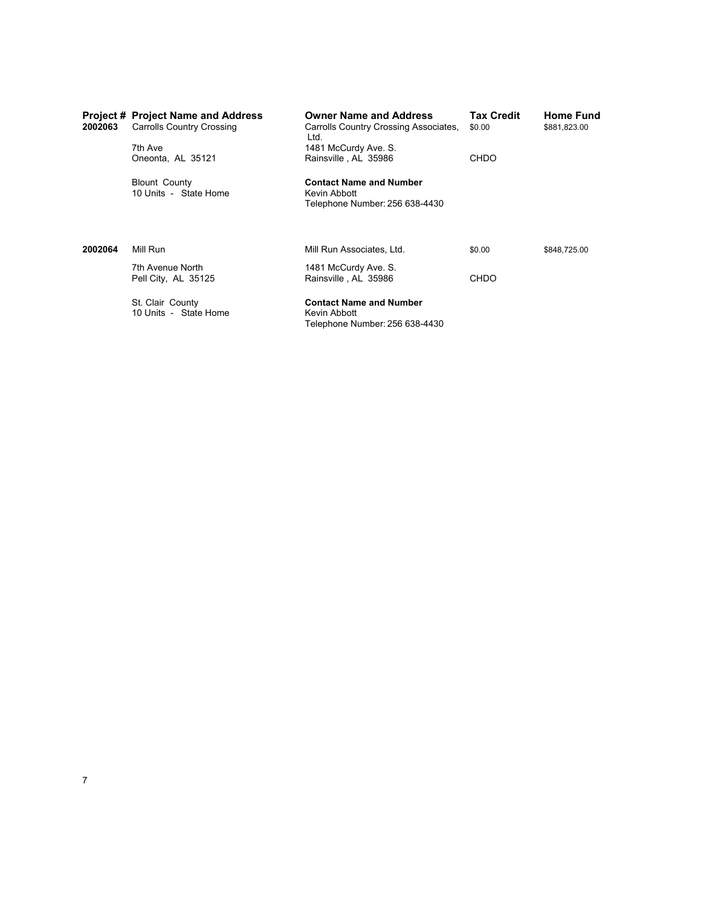| Project # | Project Name and Address | Owner Name and Address | Tax Credit | Home Fund |
|---|---|---|---|---|
| **2002063** | Carrolls Country Crossing<br><br>7th Ave<br>Oneonta, AL 35121<br><br>Blount County<br>10 Units - State Home | Carrolls Country Crossing Associates, Ltd.<br>1481 McCurdy Ave. S.<br>Rainsville , AL 35986<br><br>**Contact Name and Number**<br>Kevin Abbott<br>Telephone Number: 256 638-4430 | $0.00<br><br>CHDO | $881,823.00 |
| **2002064** | Mill Run<br><br>7th Avenue North<br>Pell City, AL 35125<br><br>St. Clair County<br>10 Units - State Home | Mill Run Associates, Ltd.<br><br>1481 McCurdy Ave. S.<br>Rainsville , AL 35986<br><br>**Contact Name and Number**<br>Kevin Abbott<br>Telephone Number: 256 638-4430 | $0.00<br><br>CHDO | $848,725.00 |